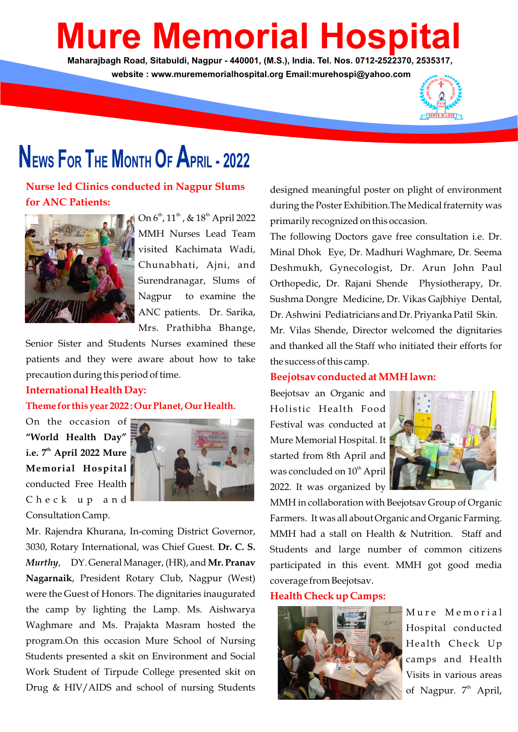# Mure Memorial Hospital

**Maharajbagh Road, Sitabuldi, Nagpur - 440001, (M.S.), India. Tel. Nos. 0712-2522370, 2535317,**
**website : www.murememorialhospital.org Email:murehospi@yahoo.com**

## News For The Month Of April - 2022

### Nurse led Clinics conducted in Nagpur Slums for ANC Patients:

On 6th, 11th, & 18th April 2022 MMH Nurses Lead Team visited Kachimata Wadi, Chunabhati, Ajni, and Surendranagar, Slums of Nagpur to examine the ANC patients. Dr. Sarika, Mrs. Prathibha Bhange, Senior Sister and Students Nurses examined these patients and they were aware about how to take precaution during this period of time.

### International Health Day:

**Theme for this year 2022 : Our Planet, Our Health.**

On the occasion of **"World Health Day" i.e. 7th April 2022 Mure Memorial Hospital** conducted Free Health Check up and Consultation Camp.

Mr. Rajendra Khurana, In-coming District Governor, 3030, Rotary International, was Chief Guest. **Dr. C. S. *Murthy***, DY. General Manager, (HR), and **Mr. Pranav Nagarnaik**, President Rotary Club, Nagpur (West) were the Guest of Honors. The dignitaries inaugurated the camp by lighting the Lamp. Ms. Aishwarya Waghmare and Ms. Prajakta Masram hosted the program.On this occasion Mure School of Nursing Students presented a skit on Environment and Social Work Student of Tirpude College presented skit on Drug & HIV/AIDS and school of nursing Students designed meaningful poster on plight of environment during the Poster Exhibition.The Medical fraternity was primarily recognized on this occasion.

The following Doctors gave free consultation i.e. Dr. Minal Dhok Eye, Dr. Madhuri Waghmare, Dr. Seema Deshmukh, Gynecologist, Dr. Arun John Paul Orthopedic, Dr. Rajani Shende Physiotherapy, Dr. Sushma Dongre Medicine, Dr. Vikas Gajbhiye Dental, Dr. Ashwini Pediatricians and Dr. Priyanka Patil Skin.

Mr. Vilas Shende, Director welcomed the dignitaries and thanked all the Staff who initiated their efforts for the success of this camp.

### Beejotsav conducted at MMH lawn:

Beejotsav an Organic and Holistic Health Food Festival was conducted at Mure Memorial Hospital. It started from 8th April and was concluded on 10th April 2022. It was organized by MMH in collaboration with Beejotsav Group of Organic Farmers. It was all about Organic and Organic Farming. MMH had a stall on Health & Nutrition. Staff and Students and large number of common citizens participated in this event. MMH got good media coverage from Beejotsav.

### Health Check up Camps:

Mure Memorial Hospital conducted Health Check Up camps and Health Visits in various areas of Nagpur. 7th April,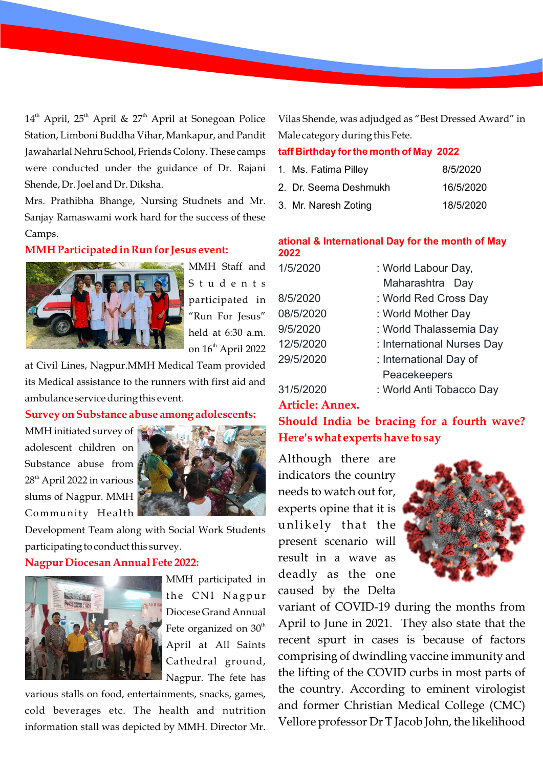14th April, 25th April & 27th April at Sonegoan Police Station, Limboni Buddha Vihar, Mankapur, and Pandit Jawaharlal Nehru School, Friends Colony. These camps were conducted under the guidance of Dr. Rajani Shende, Dr. Joel and Dr. Diksha.

Mrs. Prathibha Bhange, Nursing Studnets and Mr. Sanjay Ramaswami work hard for the success of these Camps.

## MMH Participated in Run for Jesus event:

MMH Staff and Students participated in "Run For Jesus" held at 6:30 a.m. on 16th April 2022 at Civil Lines, Nagpur.MMH Medical Team provided its Medical assistance to the runners with first aid and ambulance service during this event.

## Survey on Substance abuse among adolescents:

MMH initiated survey of adolescent children on Substance abuse from 28th April 2022 in various slums of Nagpur. MMH Community Health Development Team along with Social Work Students participating to conduct this survey.

## Nagpur Diocesan Annual Fete 2022:

MMH participated in the CNI Nagpur Diocese Grand Annual Fete organized on 30th April at All Saints Cathedral ground, Nagpur. The fete has various stalls on food, entertainments, snacks, games, cold beverages etc. The health and nutrition information stall was depicted by MMH. Director Mr. Vilas Shende, was adjudged as "Best Dressed Award" in Male category during this Fete.

## taff Birthday for the month of May 2022

| | |
|---|---|
| 1. Ms. Fatima Pilley | 8/5/2020 |
| 2. Dr. Seema Deshmukh | 16/5/2020 |
| 3. Mr. Naresh Zoting | 18/5/2020 |

## ational & International Day for the month of May 2022

| | |
|---|---|
| 1/5/2020 | : World Labour Day, Maharashtra Day |
| 8/5/2020 | : World Red Cross Day |
| 08/5/2020 | : World Mother Day |
| 9/5/2020 | : World Thalassemia Day |
| 12/5/2020 | : International Nurses Day |
| 29/5/2020 | : International Day of Peacekeepers |
| 31/5/2020 | : World Anti Tobacco Day |

## Article: Annex.

## Should India be bracing for a fourth wave? Here's what experts have to say

Although there are indicators the country needs to watch out for, experts opine that it is unlikely that the present scenario will result in a wave as deadly as the one caused by the Delta variant of COVID-19 during the months from April to June in 2021. They also state that the recent spurt in cases is because of factors comprising of dwindling vaccine immunity and the lifting of the COVID curbs in most parts of the country. According to eminent virologist and former Christian Medical College (CMC) Vellore professor Dr T Jacob John, the likelihood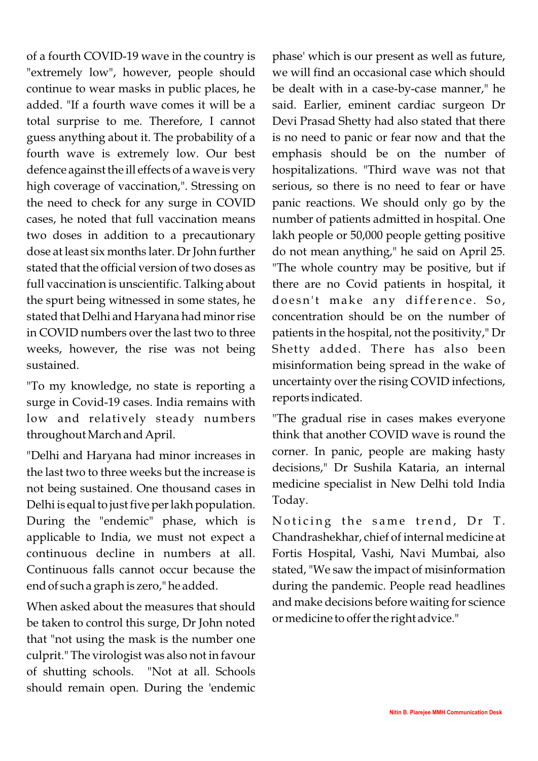of a fourth COVID-19 wave in the country is "extremely low", however, people should continue to wear masks in public places, he added. "If a fourth wave comes it will be a total surprise to me. Therefore, I cannot guess anything about it. The probability of a fourth wave is extremely low. Our best defence against the ill effects of a wave is very high coverage of vaccination,". Stressing on the need to check for any surge in COVID cases, he noted that full vaccination means two doses in addition to a precautionary dose at least six months later. Dr John further stated that the official version of two doses as full vaccination is unscientific. Talking about the spurt being witnessed in some states, he stated that Delhi and Haryana had minor rise in COVID numbers over the last two to three weeks, however, the rise was not being sustained.

"To my knowledge, no state is reporting a surge in Covid-19 cases. India remains with low and relatively steady numbers throughout March and April.

"Delhi and Haryana had minor increases in the last two to three weeks but the increase is not being sustained. One thousand cases in Delhi is equal to just five per lakh population. During the "endemic" phase, which is applicable to India, we must not expect a continuous decline in numbers at all. Continuous falls cannot occur because the end of such a graph is zero," he added.

When asked about the measures that should be taken to control this surge, Dr John noted that "not using the mask is the number one culprit." The virologist was also not in favour of shutting schools. "Not at all. Schools should remain open. During the 'endemic phase' which is our present as well as future, we will find an occasional case which should be dealt with in a case-by-case manner," he said. Earlier, eminent cardiac surgeon Dr Devi Prasad Shetty had also stated that there is no need to panic or fear now and that the emphasis should be on the number of hospitalizations. "Third wave was not that serious, so there is no need to fear or have panic reactions. We should only go by the number of patients admitted in hospital. One lakh people or 50,000 people getting positive do not mean anything," he said on April 25. "The whole country may be positive, but if there are no Covid patients in hospital, it doesn't make any difference. So, concentration should be on the number of patients in the hospital, not the positivity," Dr Shetty added. There has also been misinformation being spread in the wake of uncertainty over the rising COVID infections, reports indicated.

"The gradual rise in cases makes everyone think that another COVID wave is round the corner. In panic, people are making hasty decisions," Dr Sushila Kataria, an internal medicine specialist in New Delhi told India Today.

Noticing the same trend, Dr T. Chandrashekhar, chief of internal medicine at Fortis Hospital, Vashi, Navi Mumbai, also stated, "We saw the impact of misinformation during the pandemic. People read headlines and make decisions before waiting for science or medicine to offer the right advice."

Nitin B. Piarejee MMH Communication Desk